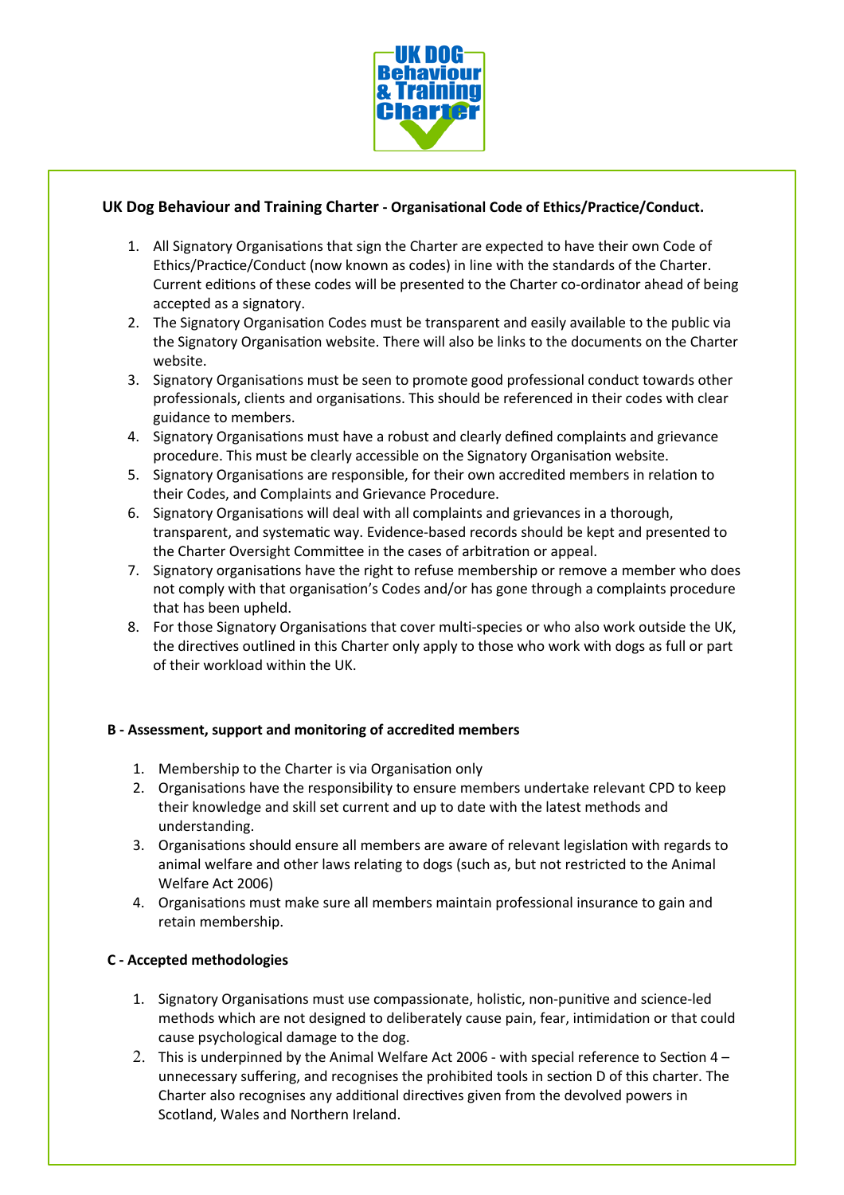UK DOG Behaviour & Training Charter

**UK Dog Behaviour and Training Charter - Organisational Code of Ethics/Practice/Conduct.**

1. All Signatory Organisations that sign the Charter are expected to have their own Code of Ethics/Practice/Conduct (now known as codes) in line with the standards of the Charter. Current editions of these codes will be presented to the Charter co-ordinator ahead of being accepted as a signatory.
2. The Signatory Organisation Codes must be transparent and easily available to the public via the Signatory Organisation website. There will also be links to the documents on the Charter website.
3. Signatory Organisations must be seen to promote good professional conduct towards other professionals, clients and organisations. This should be referenced in their codes with clear guidance to members.
4. Signatory Organisations must have a robust and clearly defined complaints and grievance procedure. This must be clearly accessible on the Signatory Organisation website.
5. Signatory Organisations are responsible, for their own accredited members in relation to their Codes, and Complaints and Grievance Procedure.
6. Signatory Organisations will deal with all complaints and grievances in a thorough, transparent, and systematic way. Evidence-based records should be kept and presented to the Charter Oversight Committee in the cases of arbitration or appeal.
7. Signatory organisations have the right to refuse membership or remove a member who does not comply with that organisation's Codes and/or has gone through a complaints procedure that has been upheld.
8. For those Signatory Organisations that cover multi-species or who also work outside the UK, the directives outlined in this Charter only apply to those who work with dogs as full or part of their workload within the UK.

**B - Assessment, support and monitoring of accredited members**

1. Membership to the Charter is via Organisation only
2. Organisations have the responsibility to ensure members undertake relevant CPD to keep their knowledge and skill set current and up to date with the latest methods and understanding.
3. Organisations should ensure all members are aware of relevant legislation with regards to animal welfare and other laws relating to dogs (such as, but not restricted to the Animal Welfare Act 2006)
4. Organisations must make sure all members maintain professional insurance to gain and retain membership.

**C - Accepted methodologies**

1. Signatory Organisations must use compassionate, holistic, non-punitive and science-led methods which are not designed to deliberately cause pain, fear, intimidation or that could cause psychological damage to the dog.
2. This is underpinned by the Animal Welfare Act 2006 - with special reference to Section 4 – unnecessary suffering, and recognises the prohibited tools in section D of this charter. The Charter also recognises any additional directives given from the devolved powers in Scotland, Wales and Northern Ireland.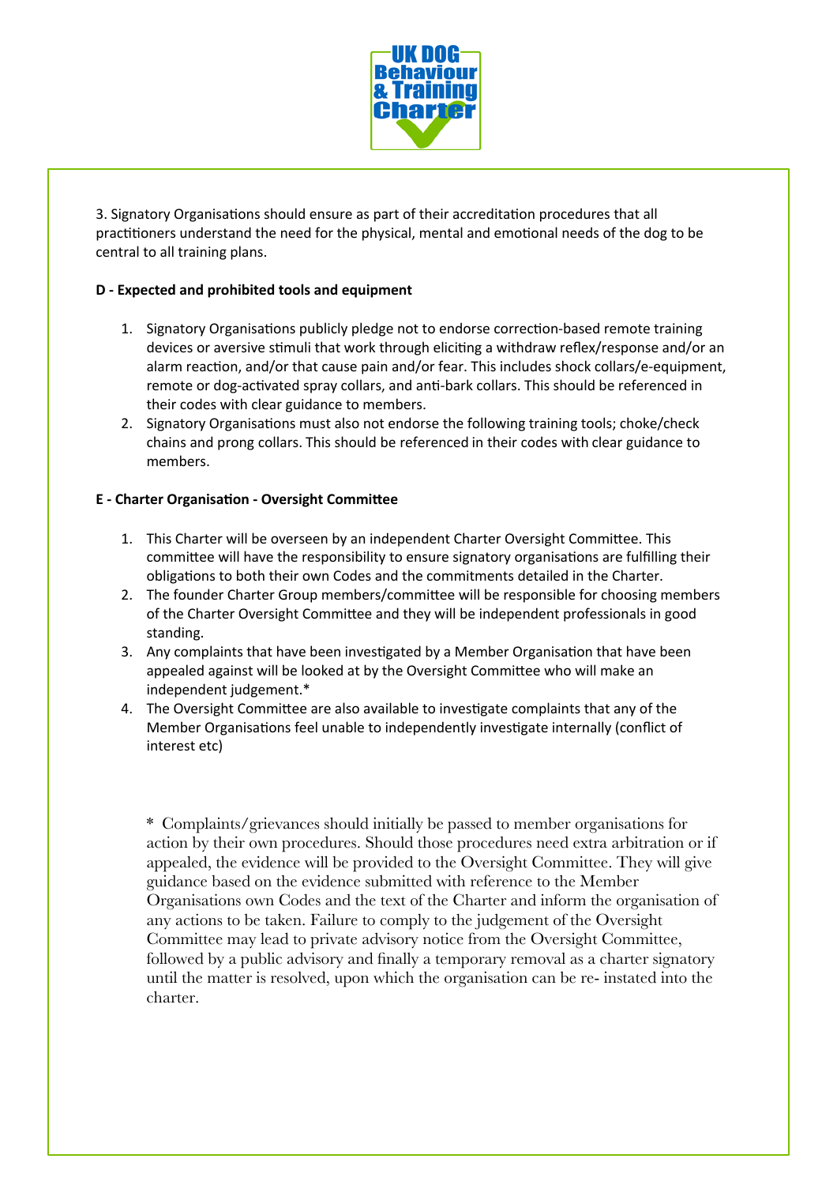3. Signatory Organisations should ensure as part of their accreditation procedures that all practitioners understand the need for the physical, mental and emotional needs of the dog to be central to all training plans.

**D - Expected and prohibited tools and equipment**

1. Signatory Organisations publicly pledge not to endorse correction-based remote training devices or aversive stimuli that work through eliciting a withdraw reflex/response and/or an alarm reaction, and/or that cause pain and/or fear. This includes shock collars/e-equipment, remote or dog-activated spray collars, and anti-bark collars. This should be referenced in their codes with clear guidance to members.
2. Signatory Organisations must also not endorse the following training tools; choke/check chains and prong collars. This should be referenced in their codes with clear guidance to members.

**E - Charter Organisation - Oversight Committee**

1. This Charter will be overseen by an independent Charter Oversight Committee. This committee will have the responsibility to ensure signatory organisations are fulfilling their obligations to both their own Codes and the commitments detailed in the Charter.
2. The founder Charter Group members/committee will be responsible for choosing members of the Charter Oversight Committee and they will be independent professionals in good standing.
3. Any complaints that have been investigated by a Member Organisation that have been appealed against will be looked at by the Oversight Committee who will make an independent judgement.*
4. The Oversight Committee are also available to investigate complaints that any of the Member Organisations feel unable to independently investigate internally (conflict of interest etc)

\* Complaints/grievances should initially be passed to member organisations for action by their own procedures. Should those procedures need extra arbitration or if appealed, the evidence will be provided to the Oversight Committee. They will give guidance based on the evidence submitted with reference to the Member Organisations own Codes and the text of the Charter and inform the organisation of any actions to be taken. Failure to comply to the judgement of the Oversight Committee may lead to private advisory notice from the Oversight Committee, followed by a public advisory and finally a temporary removal as a charter signatory until the matter is resolved, upon which the organisation can be re- instated into the charter.